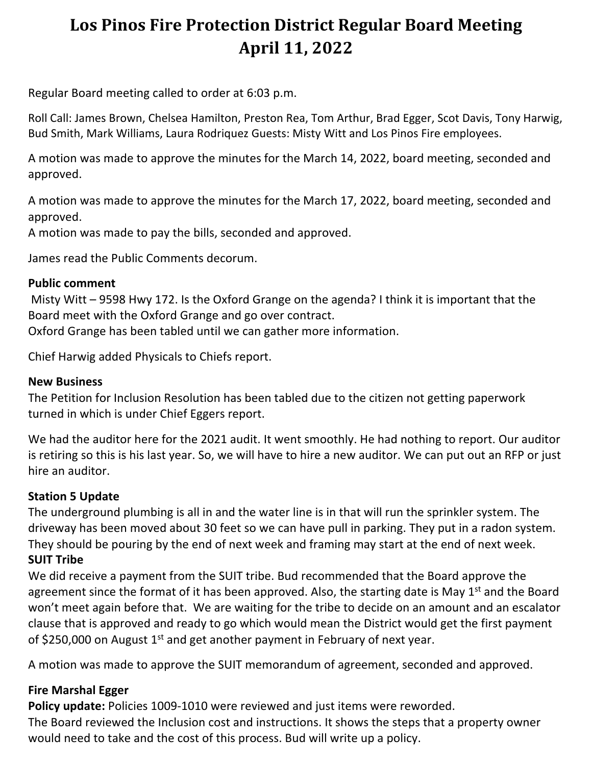# Los Pinos Fire Protection District Regular Board Meeting April 11, 2022

Regular Board meeting called to order at 6:03 p.m.

Roll Call: James Brown, Chelsea Hamilton, Preston Rea, Tom Arthur, Brad Egger, Scot Davis, Tony Harwig, Bud Smith, Mark Williams, Laura Rodriquez Guests: Misty Witt and Los Pinos Fire employees.

A motion was made to approve the minutes for the March 14, 2022, board meeting, seconded and approved.

A motion was made to approve the minutes for the March 17, 2022, board meeting, seconded and approved.
A motion was made to pay the bills, seconded and approved.

James read the Public Comments decorum.

**Public comment**
Misty Witt – 9598 Hwy 172. Is the Oxford Grange on the agenda? I think it is important that the Board meet with the Oxford Grange and go over contract.
Oxford Grange has been tabled until we can gather more information.

Chief Harwig added Physicals to Chiefs report.

**New Business**
The Petition for Inclusion Resolution has been tabled due to the citizen not getting paperwork turned in which is under Chief Eggers report.

We had the auditor here for the 2021 audit. It went smoothly. He had nothing to report. Our auditor is retiring so this is his last year. So, we will have to hire a new auditor. We can put out an RFP or just hire an auditor.

**Station 5 Update**
The underground plumbing is all in and the water line is in that will run the sprinkler system. The driveway has been moved about 30 feet so we can have pull in parking. They put in a radon system. They should be pouring by the end of next week and framing may start at the end of next week.
**SUIT Tribe**
We did receive a payment from the SUIT tribe. Bud recommended that the Board approve the agreement since the format of it has been approved. Also, the starting date is May 1st and the Board won't meet again before that. We are waiting for the tribe to decide on an amount and an escalator clause that is approved and ready to go which would mean the District would get the first payment of $250,000 on August 1st and get another payment in February of next year.

A motion was made to approve the SUIT memorandum of agreement, seconded and approved.

**Fire Marshal Egger**
**Policy update:** Policies 1009-1010 were reviewed and just items were reworded.
The Board reviewed the Inclusion cost and instructions. It shows the steps that a property owner would need to take and the cost of this process. Bud will write up a policy.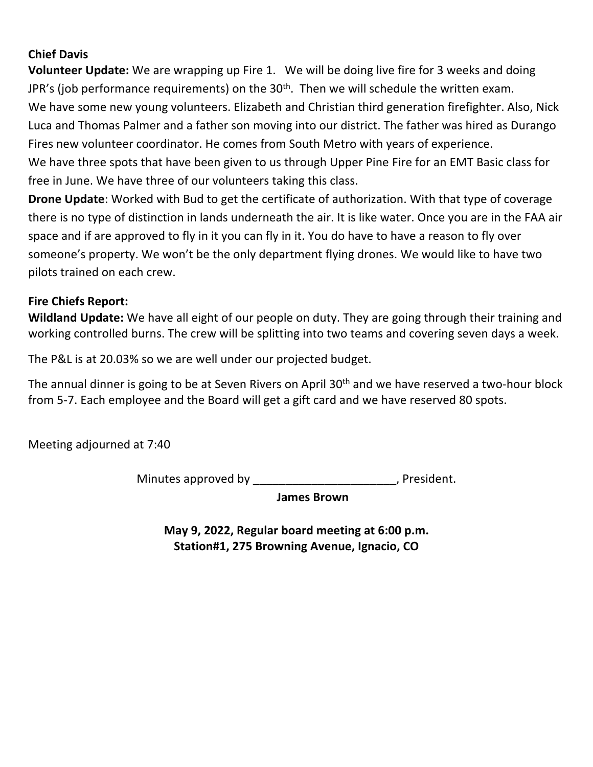**Chief Davis**

**Volunteer Update:** We are wrapping up Fire 1. We will be doing live fire for 3 weeks and doing JPR's (job performance requirements) on the 30th. Then we will schedule the written exam.

We have some new young volunteers. Elizabeth and Christian third generation firefighter. Also, Nick Luca and Thomas Palmer and a father son moving into our district. The father was hired as Durango Fires new volunteer coordinator. He comes from South Metro with years of experience.

We have three spots that have been given to us through Upper Pine Fire for an EMT Basic class for free in June. We have three of our volunteers taking this class.

**Drone Update**: Worked with Bud to get the certificate of authorization. With that type of coverage there is no type of distinction in lands underneath the air. It is like water. Once you are in the FAA air space and if are approved to fly in it you can fly in it. You do have to have a reason to fly over someone's property. We won't be the only department flying drones. We would like to have two pilots trained on each crew.

**Fire Chiefs Report:**

**Wildland Update:** We have all eight of our people on duty. They are going through their training and working controlled burns. The crew will be splitting into two teams and covering seven days a week.

The P&L is at 20.03% so we are well under our projected budget.

The annual dinner is going to be at Seven Rivers on April 30th and we have reserved a two-hour block from 5-7. Each employee and the Board will get a gift card and we have reserved 80 spots.

Meeting adjourned at 7:40

Minutes approved by ______________________, President.

**James Brown**

**May 9, 2022, Regular board meeting at 6:00 p.m.**
**Station#1, 275 Browning Avenue, Ignacio, CO**